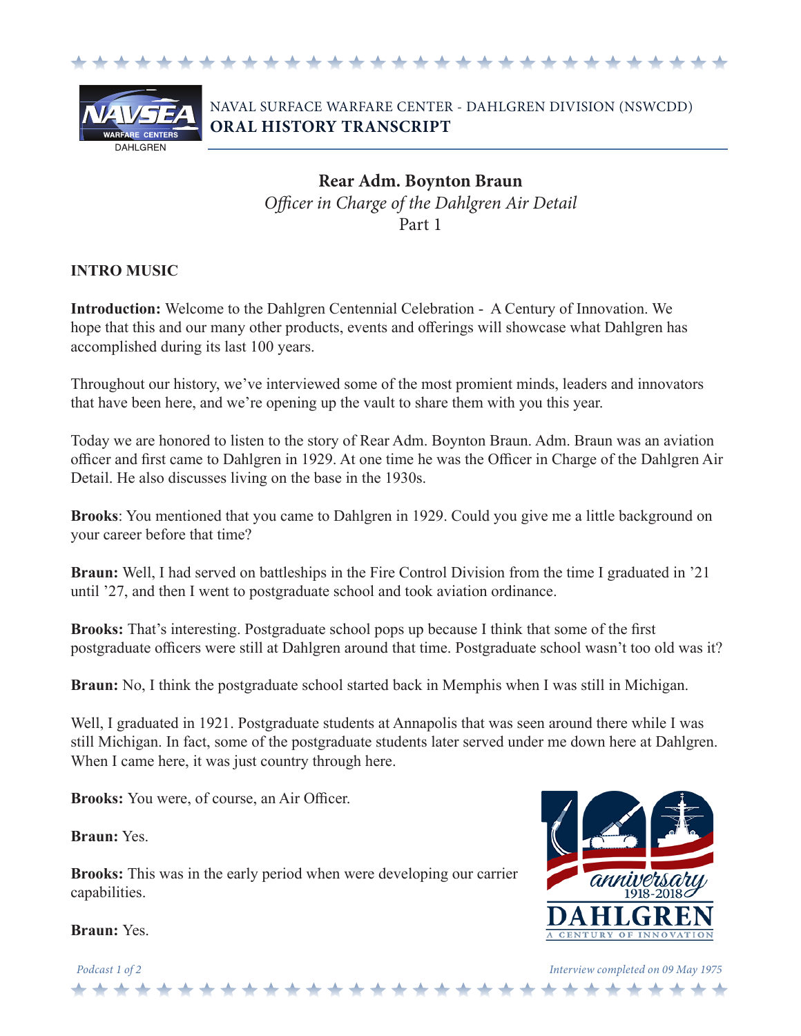NAVAL SURFACE WARFARE CENTER - DAHLGREN DIVISION (NSWCDD)
**ORAL HISTORY TRANSCRIPT**

## Rear Adm. Boynton Braun

*Officer in Charge of the Dahlgren Air Detail*
Part 1

**INTRO MUSIC**

**Introduction:** Welcome to the Dahlgren Centennial Celebration - A Century of Innovation. We hope that this and our many other products, events and offerings will showcase what Dahlgren has accomplished during its last 100 years.

Throughout our history, we've interviewed some of the most promient minds, leaders and innovators that have been here, and we're opening up the vault to share them with you this year.

Today we are honored to listen to the story of Rear Adm. Boynton Braun. Adm. Braun was an aviation officer and first came to Dahlgren in 1929. At one time he was the Officer in Charge of the Dahlgren Air Detail. He also discusses living on the base in the 1930s.

**Brooks**: You mentioned that you came to Dahlgren in 1929. Could you give me a little background on your career before that time?

**Braun:** Well, I had served on battleships in the Fire Control Division from the time I graduated in '21 until '27, and then I went to postgraduate school and took aviation ordinance.

**Brooks:** That's interesting. Postgraduate school pops up because I think that some of the first postgraduate officers were still at Dahlgren around that time. Postgraduate school wasn't too old was it?

**Braun:** No, I think the postgraduate school started back in Memphis when I was still in Michigan.

Well, I graduated in 1921. Postgraduate students at Annapolis that was seen around there while I was still Michigan. In fact, some of the postgraduate students later served under me down here at Dahlgren. When I came here, it was just country through here.

**Brooks:** You were, of course, an Air Officer.

**Braun:** Yes.

**Brooks:** This was in the early period when were developing our carrier capabilities.

**Braun:** Yes.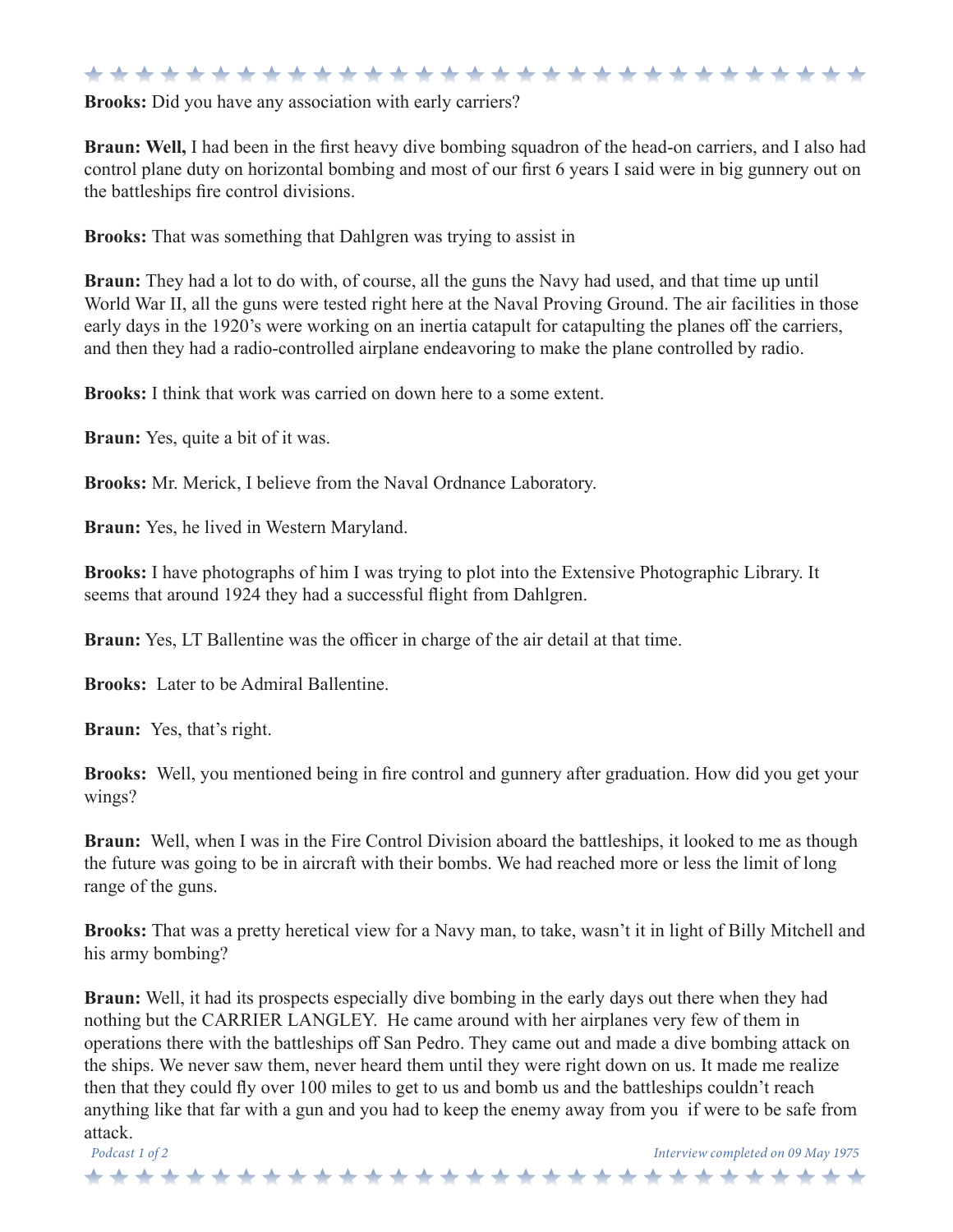**Brooks:** Did you have any association with early carriers?

**Braun: Well,** I had been in the first heavy dive bombing squadron of the head-on carriers, and I also had control plane duty on horizontal bombing and most of our first 6 years I said were in big gunnery out on the battleships fire control divisions.

**Brooks:** That was something that Dahlgren was trying to assist in

**Braun:** They had a lot to do with, of course, all the guns the Navy had used, and that time up until World War II, all the guns were tested right here at the Naval Proving Ground. The air facilities in those early days in the 1920's were working on an inertia catapult for catapulting the planes off the carriers, and then they had a radio-controlled airplane endeavoring to make the plane controlled by radio.

**Brooks:** I think that work was carried on down here to a some extent.

**Braun:** Yes, quite a bit of it was.

**Brooks:** Mr. Merick, I believe from the Naval Ordnance Laboratory.

**Braun:** Yes, he lived in Western Maryland.

**Brooks:** I have photographs of him I was trying to plot into the Extensive Photographic Library. It seems that around 1924 they had a successful flight from Dahlgren.

**Braun:** Yes, LT Ballentine was the officer in charge of the air detail at that time.

**Brooks:** Later to be Admiral Ballentine.

**Braun:** Yes, that's right.

**Brooks:** Well, you mentioned being in fire control and gunnery after graduation. How did you get your wings?

**Braun:** Well, when I was in the Fire Control Division aboard the battleships, it looked to me as though the future was going to be in aircraft with their bombs. We had reached more or less the limit of long range of the guns.

**Brooks:** That was a pretty heretical view for a Navy man, to take, wasn't it in light of Billy Mitchell and his army bombing?

**Braun:** Well, it had its prospects especially dive bombing in the early days out there when they had nothing but the CARRIER LANGLEY. He came around with her airplanes very few of them in operations there with the battleships off San Pedro. They came out and made a dive bombing attack on the ships. We never saw them, never heard them until they were right down on us. It made me realize then that they could fly over 100 miles to get to us and bomb us and the battleships couldn't reach anything like that far with a gun and you had to keep the enemy away from you if were to be safe from attack.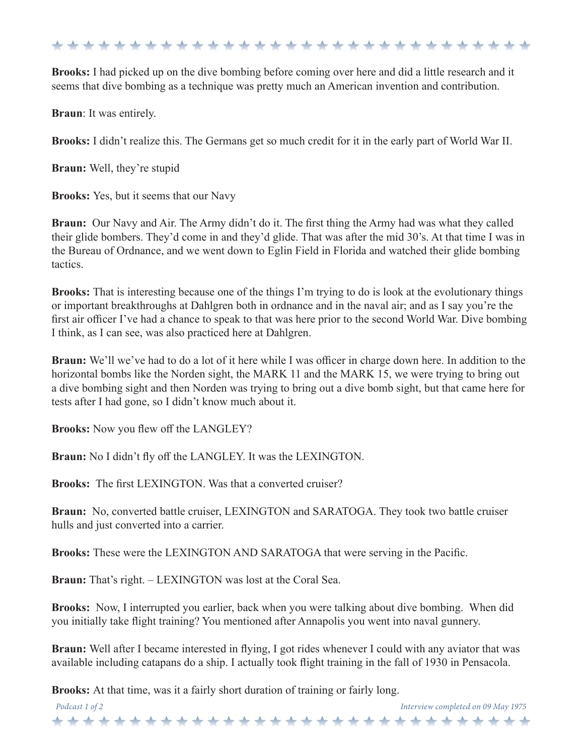**Brooks:** I had picked up on the dive bombing before coming over here and did a little research and it seems that dive bombing as a technique was pretty much an American invention and contribution.

**Braun**: It was entirely.

**Brooks:** I didn't realize this. The Germans get so much credit for it in the early part of World War II.

**Braun:** Well, they're stupid

**Brooks:** Yes, but it seems that our Navy

**Braun:** Our Navy and Air. The Army didn't do it. The first thing the Army had was what they called their glide bombers. They'd come in and they'd glide. That was after the mid 30's. At that time I was in the Bureau of Ordnance, and we went down to Eglin Field in Florida and watched their glide bombing tactics.

**Brooks:** That is interesting because one of the things I'm trying to do is look at the evolutionary things or important breakthroughs at Dahlgren both in ordnance and in the naval air; and as I say you're the first air officer I've had a chance to speak to that was here prior to the second World War. Dive bombing I think, as I can see, was also practiced here at Dahlgren.

**Braun:** We'll we've had to do a lot of it here while I was officer in charge down here. In addition to the horizontal bombs like the Norden sight, the MARK 11 and the MARK 15, we were trying to bring out a dive bombing sight and then Norden was trying to bring out a dive bomb sight, but that came here for tests after I had gone, so I didn't know much about it.

**Brooks:** Now you flew off the LANGLEY?

**Braun:** No I didn't fly off the LANGLEY. It was the LEXINGTON.

**Brooks:** The first LEXINGTON. Was that a converted cruiser?

**Braun:** No, converted battle cruiser, LEXINGTON and SARATOGA. They took two battle cruiser hulls and just converted into a carrier.

**Brooks:** These were the LEXINGTON AND SARATOGA that were serving in the Pacific.

**Braun:** That's right. – LEXINGTON was lost at the Coral Sea.

**Brooks:** Now, I interrupted you earlier, back when you were talking about dive bombing. When did you initially take flight training? You mentioned after Annapolis you went into naval gunnery.

**Braun:** Well after I became interested in flying, I got rides whenever I could with any aviator that was available including catapans do a ship. I actually took flight training in the fall of 1930 in Pensacola.

**Brooks:** At that time, was it a fairly short duration of training or fairly long.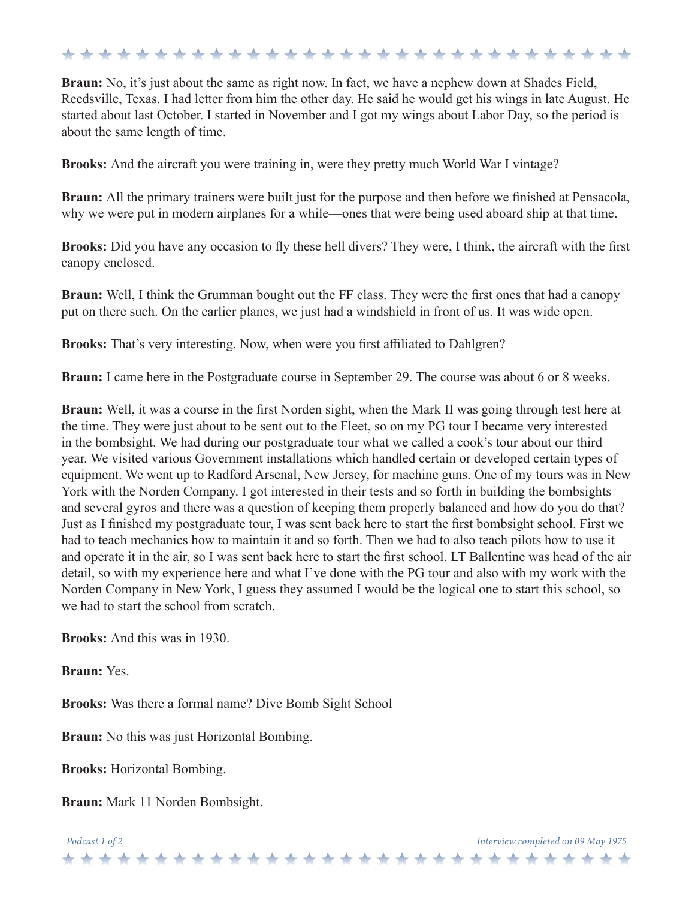**Braun:** No, it's just about the same as right now. In fact, we have a nephew down at Shades Field, Reedsville, Texas. I had letter from him the other day. He said he would get his wings in late August. He started about last October. I started in November and I got my wings about Labor Day, so the period is about the same length of time.

**Brooks:** And the aircraft you were training in, were they pretty much World War I vintage?

**Braun:** All the primary trainers were built just for the purpose and then before we finished at Pensacola, why we were put in modern airplanes for a while—ones that were being used aboard ship at that time.

**Brooks:** Did you have any occasion to fly these hell divers? They were, I think, the aircraft with the first canopy enclosed.

**Braun:** Well, I think the Grumman bought out the FF class. They were the first ones that had a canopy put on there such. On the earlier planes, we just had a windshield in front of us. It was wide open.

**Brooks:** That's very interesting. Now, when were you first affiliated to Dahlgren?

**Braun:** I came here in the Postgraduate course in September 29. The course was about 6 or 8 weeks.

**Braun:** Well, it was a course in the first Norden sight, when the Mark II was going through test here at the time. They were just about to be sent out to the Fleet, so on my PG tour I became very interested in the bombsight. We had during our postgraduate tour what we called a cook's tour about our third year. We visited various Government installations which handled certain or developed certain types of equipment. We went up to Radford Arsenal, New Jersey, for machine guns. One of my tours was in New York with the Norden Company. I got interested in their tests and so forth in building the bombsights and several gyros and there was a question of keeping them properly balanced and how do you do that? Just as I finished my postgraduate tour, I was sent back here to start the first bombsight school. First we had to teach mechanics how to maintain it and so forth. Then we had to also teach pilots how to use it and operate it in the air, so I was sent back here to start the first school. LT Ballentine was head of the air detail, so with my experience here and what I've done with the PG tour and also with my work with the Norden Company in New York, I guess they assumed I would be the logical one to start this school, so we had to start the school from scratch.

**Brooks:** And this was in 1930.

**Braun:** Yes.

**Brooks:** Was there a formal name? Dive Bomb Sight School

**Braun:** No this was just Horizontal Bombing.

**Brooks:** Horizontal Bombing.

**Braun:** Mark 11 Norden Bombsight.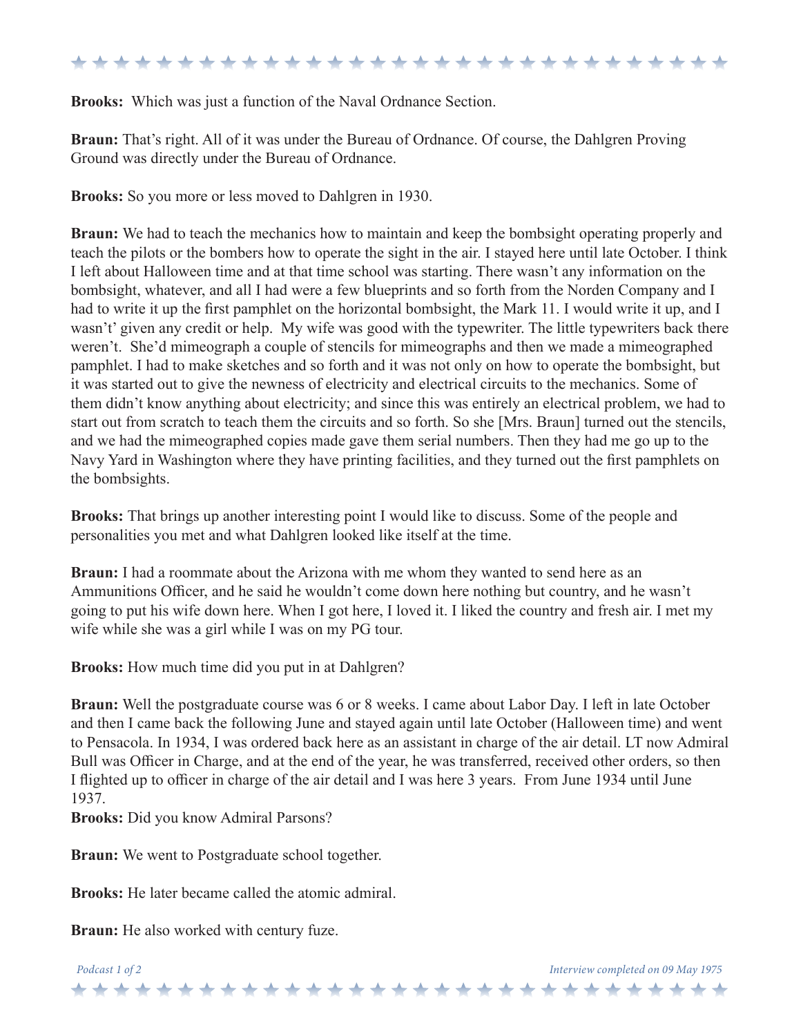**Brooks:** Which was just a function of the Naval Ordnance Section.

**Braun:** That's right. All of it was under the Bureau of Ordnance. Of course, the Dahlgren Proving Ground was directly under the Bureau of Ordnance.

**Brooks:** So you more or less moved to Dahlgren in 1930.

**Braun:** We had to teach the mechanics how to maintain and keep the bombsight operating properly and teach the pilots or the bombers how to operate the sight in the air. I stayed here until late October. I think I left about Halloween time and at that time school was starting. There wasn't any information on the bombsight, whatever, and all I had were a few blueprints and so forth from the Norden Company and I had to write it up the first pamphlet on the horizontal bombsight, the Mark 11. I would write it up, and I wasn't' given any credit or help. My wife was good with the typewriter. The little typewriters back there weren't. She'd mimeograph a couple of stencils for mimeographs and then we made a mimeographed pamphlet. I had to make sketches and so forth and it was not only on how to operate the bombsight, but it was started out to give the newness of electricity and electrical circuits to the mechanics. Some of them didn't know anything about electricity; and since this was entirely an electrical problem, we had to start out from scratch to teach them the circuits and so forth. So she [Mrs. Braun] turned out the stencils, and we had the mimeographed copies made gave them serial numbers. Then they had me go up to the Navy Yard in Washington where they have printing facilities, and they turned out the first pamphlets on the bombsights.

**Brooks:** That brings up another interesting point I would like to discuss. Some of the people and personalities you met and what Dahlgren looked like itself at the time.

**Braun:** I had a roommate about the Arizona with me whom they wanted to send here as an Ammunitions Officer, and he said he wouldn't come down here nothing but country, and he wasn't going to put his wife down here. When I got here, I loved it. I liked the country and fresh air. I met my wife while she was a girl while I was on my PG tour.

**Brooks:** How much time did you put in at Dahlgren?

**Braun:** Well the postgraduate course was 6 or 8 weeks. I came about Labor Day. I left in late October and then I came back the following June and stayed again until late October (Halloween time) and went to Pensacola. In 1934, I was ordered back here as an assistant in charge of the air detail. LT now Admiral Bull was Officer in Charge, and at the end of the year, he was transferred, received other orders, so then I flighted up to officer in charge of the air detail and I was here 3 years. From June 1934 until June 1937.

**Brooks:** Did you know Admiral Parsons?

**Braun:** We went to Postgraduate school together.

**Brooks:** He later became called the atomic admiral.

**Braun:** He also worked with century fuze.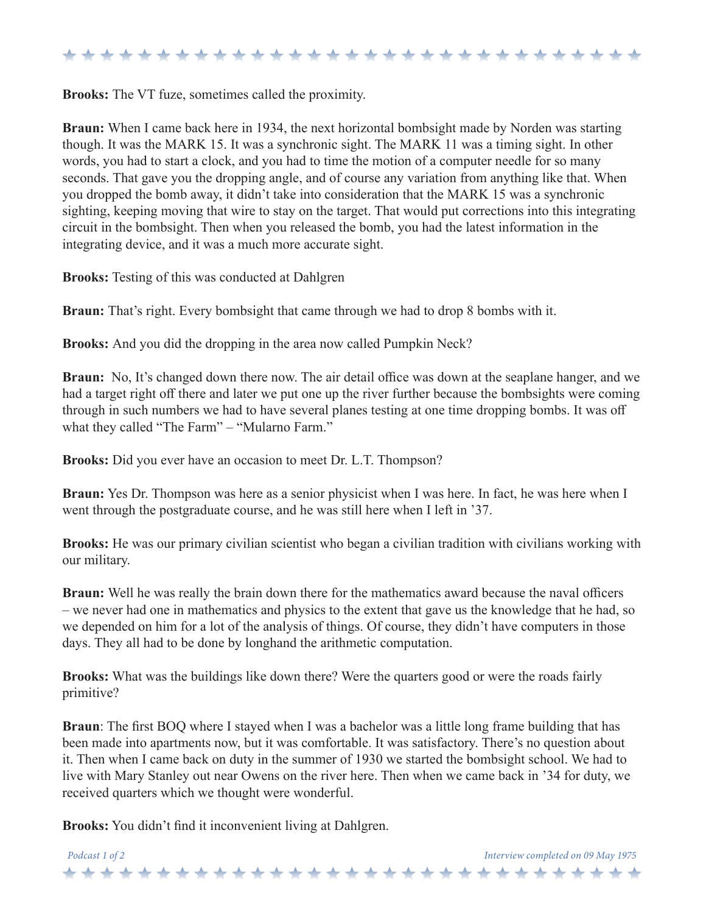**Brooks:** The VT fuze, sometimes called the proximity.

**Braun:** When I came back here in 1934, the next horizontal bombsight made by Norden was starting though. It was the MARK 15. It was a synchronic sight. The MARK 11 was a timing sight. In other words, you had to start a clock, and you had to time the motion of a computer needle for so many seconds. That gave you the dropping angle, and of course any variation from anything like that. When you dropped the bomb away, it didn't take into consideration that the MARK 15 was a synchronic sighting, keeping moving that wire to stay on the target. That would put corrections into this integrating circuit in the bombsight. Then when you released the bomb, you had the latest information in the integrating device, and it was a much more accurate sight.

**Brooks:** Testing of this was conducted at Dahlgren

**Braun:** That's right. Every bombsight that came through we had to drop 8 bombs with it.

**Brooks:** And you did the dropping in the area now called Pumpkin Neck?

**Braun:** No, It's changed down there now. The air detail office was down at the seaplane hanger, and we had a target right off there and later we put one up the river further because the bombsights were coming through in such numbers we had to have several planes testing at one time dropping bombs. It was off what they called "The Farm" – "Mularno Farm."

**Brooks:** Did you ever have an occasion to meet Dr. L.T. Thompson?

**Braun:** Yes Dr. Thompson was here as a senior physicist when I was here. In fact, he was here when I went through the postgraduate course, and he was still here when I left in '37.

**Brooks:** He was our primary civilian scientist who began a civilian tradition with civilians working with our military.

**Braun:** Well he was really the brain down there for the mathematics award because the naval officers – we never had one in mathematics and physics to the extent that gave us the knowledge that he had, so we depended on him for a lot of the analysis of things. Of course, they didn't have computers in those days. They all had to be done by longhand the arithmetic computation.

**Brooks:** What was the buildings like down there? Were the quarters good or were the roads fairly primitive?

**Braun**: The first BOQ where I stayed when I was a bachelor was a little long frame building that has been made into apartments now, but it was comfortable. It was satisfactory. There's no question about it. Then when I came back on duty in the summer of 1930 we started the bombsight school. We had to live with Mary Stanley out near Owens on the river here. Then when we came back in '34 for duty, we received quarters which we thought were wonderful.

**Brooks:** You didn't find it inconvenient living at Dahlgren.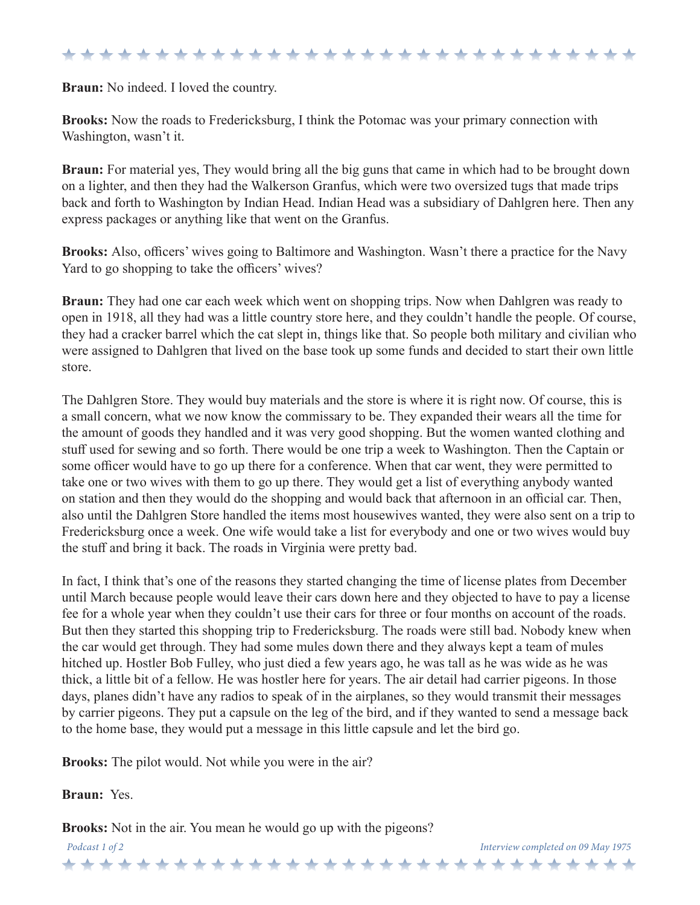**Braun:** No indeed. I loved the country.

**Brooks:** Now the roads to Fredericksburg, I think the Potomac was your primary connection with Washington, wasn't it.

**Braun:** For material yes, They would bring all the big guns that came in which had to be brought down on a lighter, and then they had the Walkerson Granfus, which were two oversized tugs that made trips back and forth to Washington by Indian Head. Indian Head was a subsidiary of Dahlgren here. Then any express packages or anything like that went on the Granfus.

**Brooks:** Also, officers' wives going to Baltimore and Washington. Wasn't there a practice for the Navy Yard to go shopping to take the officers' wives?

**Braun:** They had one car each week which went on shopping trips. Now when Dahlgren was ready to open in 1918, all they had was a little country store here, and they couldn't handle the people. Of course, they had a cracker barrel which the cat slept in, things like that. So people both military and civilian who were assigned to Dahlgren that lived on the base took up some funds and decided to start their own little store.

The Dahlgren Store. They would buy materials and the store is where it is right now. Of course, this is a small concern, what we now know the commissary to be. They expanded their wears all the time for the amount of goods they handled and it was very good shopping. But the women wanted clothing and stuff used for sewing and so forth. There would be one trip a week to Washington. Then the Captain or some officer would have to go up there for a conference. When that car went, they were permitted to take one or two wives with them to go up there. They would get a list of everything anybody wanted on station and then they would do the shopping and would back that afternoon in an official car. Then, also until the Dahlgren Store handled the items most housewives wanted, they were also sent on a trip to Fredericksburg once a week. One wife would take a list for everybody and one or two wives would buy the stuff and bring it back. The roads in Virginia were pretty bad.

In fact, I think that's one of the reasons they started changing the time of license plates from December until March because people would leave their cars down here and they objected to have to pay a license fee for a whole year when they couldn't use their cars for three or four months on account of the roads. But then they started this shopping trip to Fredericksburg. The roads were still bad. Nobody knew when the car would get through. They had some mules down there and they always kept a team of mules hitched up. Hostler Bob Fulley, who just died a few years ago, he was tall as he was wide as he was thick, a little bit of a fellow. He was hostler here for years. The air detail had carrier pigeons. In those days, planes didn't have any radios to speak of in the airplanes, so they would transmit their messages by carrier pigeons. They put a capsule on the leg of the bird, and if they wanted to send a message back to the home base, they would put a message in this little capsule and let the bird go.

**Brooks:** The pilot would. Not while you were in the air?

**Braun:** Yes.

**Brooks:** Not in the air. You mean he would go up with the pigeons?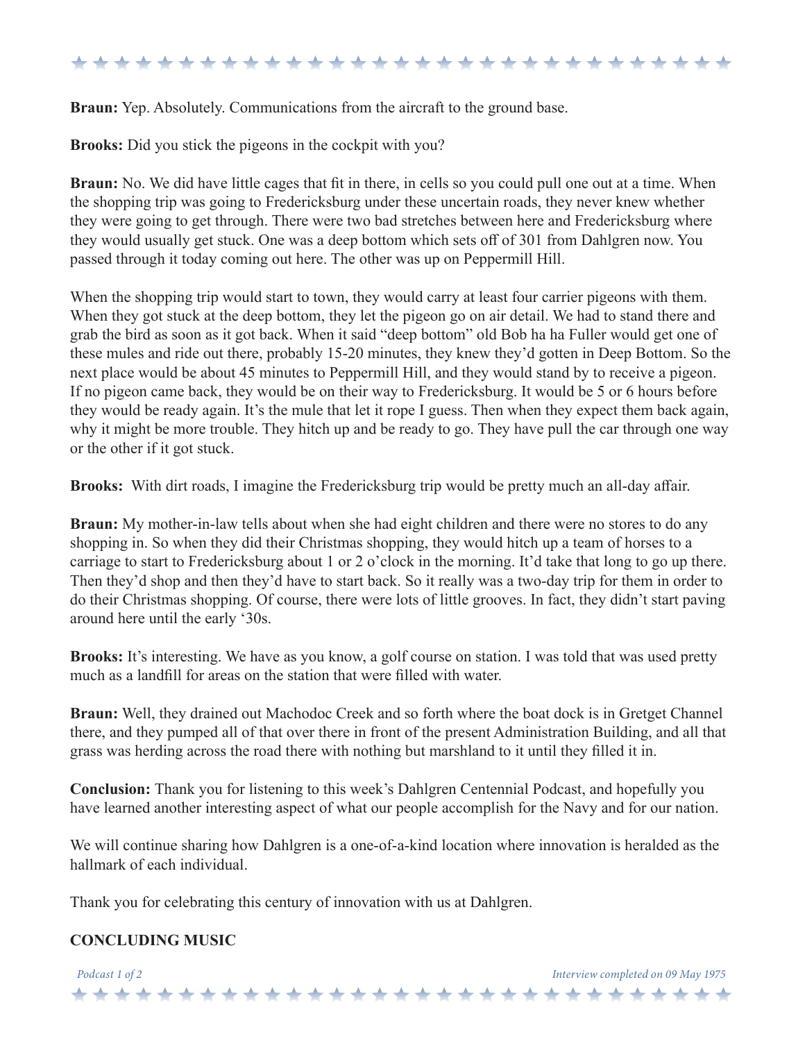**Braun:** Yep. Absolutely. Communications from the aircraft to the ground base.

**Brooks:** Did you stick the pigeons in the cockpit with you?

**Braun:** No. We did have little cages that fit in there, in cells so you could pull one out at a time. When the shopping trip was going to Fredericksburg under these uncertain roads, they never knew whether they were going to get through. There were two bad stretches between here and Fredericksburg where they would usually get stuck. One was a deep bottom which sets off of 301 from Dahlgren now. You passed through it today coming out here. The other was up on Peppermill Hill.

When the shopping trip would start to town, they would carry at least four carrier pigeons with them. When they got stuck at the deep bottom, they let the pigeon go on air detail. We had to stand there and grab the bird as soon as it got back. When it said "deep bottom" old Bob ha ha Fuller would get one of these mules and ride out there, probably 15-20 minutes, they knew they'd gotten in Deep Bottom. So the next place would be about 45 minutes to Peppermill Hill, and they would stand by to receive a pigeon. If no pigeon came back, they would be on their way to Fredericksburg. It would be 5 or 6 hours before they would be ready again. It's the mule that let it rope I guess. Then when they expect them back again, why it might be more trouble. They hitch up and be ready to go. They have pull the car through one way or the other if it got stuck.

**Brooks:** With dirt roads, I imagine the Fredericksburg trip would be pretty much an all-day affair.

**Braun:** My mother-in-law tells about when she had eight children and there were no stores to do any shopping in. So when they did their Christmas shopping, they would hitch up a team of horses to a carriage to start to Fredericksburg about 1 or 2 o'clock in the morning. It'd take that long to go up there. Then they'd shop and then they'd have to start back. So it really was a two-day trip for them in order to do their Christmas shopping. Of course, there were lots of little grooves. In fact, they didn't start paving around here until the early '30s.

**Brooks:** It's interesting. We have as you know, a golf course on station. I was told that was used pretty much as a landfill for areas on the station that were filled with water.

**Braun:** Well, they drained out Machodoc Creek and so forth where the boat dock is in Gretget Channel there, and they pumped all of that over there in front of the present Administration Building, and all that grass was herding across the road there with nothing but marshland to it until they filled it in.

**Conclusion:** Thank you for listening to this week's Dahlgren Centennial Podcast, and hopefully you have learned another interesting aspect of what our people accomplish for the Navy and for our nation.

We will continue sharing how Dahlgren is a one-of-a-kind location where innovation is heralded as the hallmark of each individual.

Thank you for celebrating this century of innovation with us at Dahlgren.

**CONCLUDING MUSIC**

*Podcast 1 of 2*

*Interview completed on 09 May 1975*